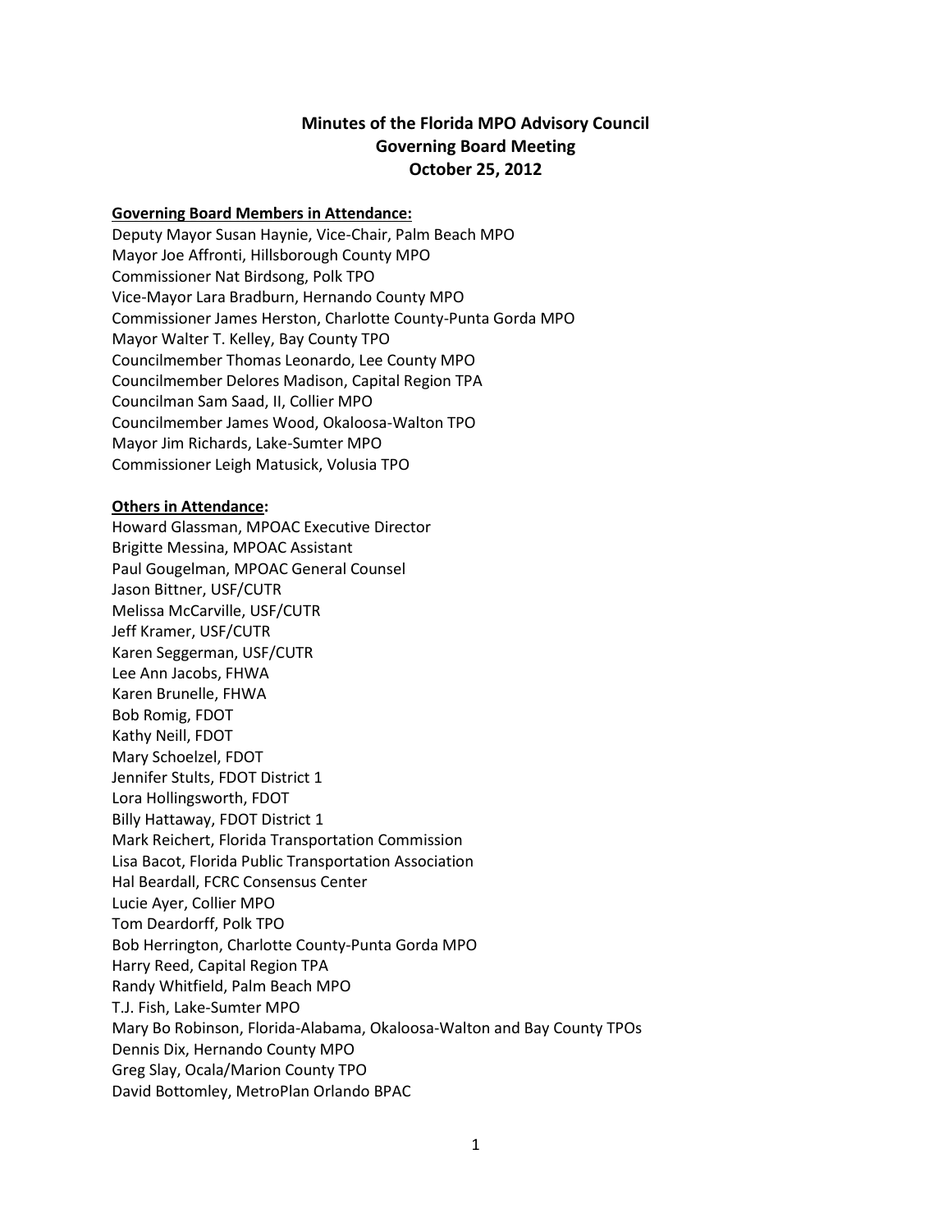# Minutes of the Florida MPO Advisory Council
# Governing Board Meeting
# October 25, 2012

**Governing Board Members in Attendance:**

Deputy Mayor Susan Haynie, Vice-Chair, Palm Beach MPO
Mayor Joe Affronti, Hillsborough County MPO
Commissioner Nat Birdsong, Polk TPO
Vice-Mayor Lara Bradburn, Hernando County MPO
Commissioner James Herston, Charlotte County-Punta Gorda MPO
Mayor Walter T. Kelley, Bay County TPO
Councilmember Thomas Leonardo, Lee County MPO
Councilmember Delores Madison, Capital Region TPA
Councilman Sam Saad, II, Collier MPO
Councilmember James Wood, Okaloosa-Walton TPO
Mayor Jim Richards, Lake-Sumter MPO
Commissioner Leigh Matusick, Volusia TPO

**Others in Attendance:**

Howard Glassman, MPOAC Executive Director
Brigitte Messina, MPOAC Assistant
Paul Gougelman, MPOAC General Counsel
Jason Bittner, USF/CUTR
Melissa McCarville, USF/CUTR
Jeff Kramer, USF/CUTR
Karen Seggerman, USF/CUTR
Lee Ann Jacobs, FHWA
Karen Brunelle, FHWA
Bob Romig, FDOT
Kathy Neill, FDOT
Mary Schoelzel, FDOT
Jennifer Stults, FDOT District 1
Lora Hollingsworth, FDOT
Billy Hattaway, FDOT District 1
Mark Reichert, Florida Transportation Commission
Lisa Bacot, Florida Public Transportation Association
Hal Beardall, FCRC Consensus Center
Lucie Ayer, Collier MPO
Tom Deardorff, Polk TPO
Bob Herrington, Charlotte County-Punta Gorda MPO
Harry Reed, Capital Region TPA
Randy Whitfield, Palm Beach MPO
T.J. Fish, Lake-Sumter MPO
Mary Bo Robinson, Florida-Alabama, Okaloosa-Walton and Bay County TPOs
Dennis Dix, Hernando County MPO
Greg Slay, Ocala/Marion County TPO
David Bottomley, MetroPlan Orlando BPAC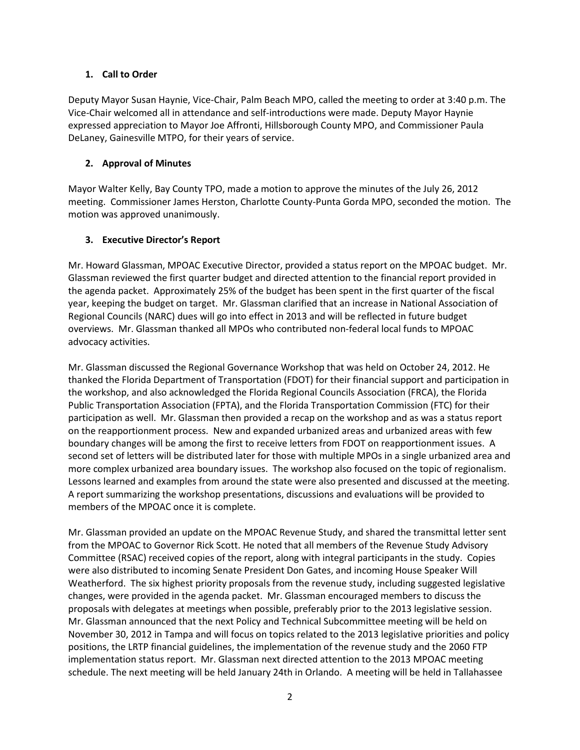1. **Call to Order**

Deputy Mayor Susan Haynie, Vice-Chair, Palm Beach MPO, called the meeting to order at 3:40 p.m. The Vice-Chair welcomed all in attendance and self-introductions were made. Deputy Mayor Haynie expressed appreciation to Mayor Joe Affronti, Hillsborough County MPO, and Commissioner Paula DeLaney, Gainesville MTPO, for their years of service.

2. **Approval of Minutes**

Mayor Walter Kelly, Bay County TPO, made a motion to approve the minutes of the July 26, 2012 meeting. Commissioner James Herston, Charlotte County-Punta Gorda MPO, seconded the motion. The motion was approved unanimously.

3. **Executive Director's Report**

Mr. Howard Glassman, MPOAC Executive Director, provided a status report on the MPOAC budget. Mr. Glassman reviewed the first quarter budget and directed attention to the financial report provided in the agenda packet. Approximately 25% of the budget has been spent in the first quarter of the fiscal year, keeping the budget on target. Mr. Glassman clarified that an increase in National Association of Regional Councils (NARC) dues will go into effect in 2013 and will be reflected in future budget overviews. Mr. Glassman thanked all MPOs who contributed non-federal local funds to MPOAC advocacy activities.

Mr. Glassman discussed the Regional Governance Workshop that was held on October 24, 2012. He thanked the Florida Department of Transportation (FDOT) for their financial support and participation in the workshop, and also acknowledged the Florida Regional Councils Association (FRCA), the Florida Public Transportation Association (FPTA), and the Florida Transportation Commission (FTC) for their participation as well. Mr. Glassman then provided a recap on the workshop and as was a status report on the reapportionment process. New and expanded urbanized areas and urbanized areas with few boundary changes will be among the first to receive letters from FDOT on reapportionment issues. A second set of letters will be distributed later for those with multiple MPOs in a single urbanized area and more complex urbanized area boundary issues. The workshop also focused on the topic of regionalism. Lessons learned and examples from around the state were also presented and discussed at the meeting. A report summarizing the workshop presentations, discussions and evaluations will be provided to members of the MPOAC once it is complete.

Mr. Glassman provided an update on the MPOAC Revenue Study, and shared the transmittal letter sent from the MPOAC to Governor Rick Scott. He noted that all members of the Revenue Study Advisory Committee (RSAC) received copies of the report, along with integral participants in the study. Copies were also distributed to incoming Senate President Don Gates, and incoming House Speaker Will Weatherford. The six highest priority proposals from the revenue study, including suggested legislative changes, were provided in the agenda packet. Mr. Glassman encouraged members to discuss the proposals with delegates at meetings when possible, preferably prior to the 2013 legislative session. Mr. Glassman announced that the next Policy and Technical Subcommittee meeting will be held on November 30, 2012 in Tampa and will focus on topics related to the 2013 legislative priorities and policy positions, the LRTP financial guidelines, the implementation of the revenue study and the 2060 FTP implementation status report. Mr. Glassman next directed attention to the 2013 MPOAC meeting schedule. The next meeting will be held January 24th in Orlando. A meeting will be held in Tallahassee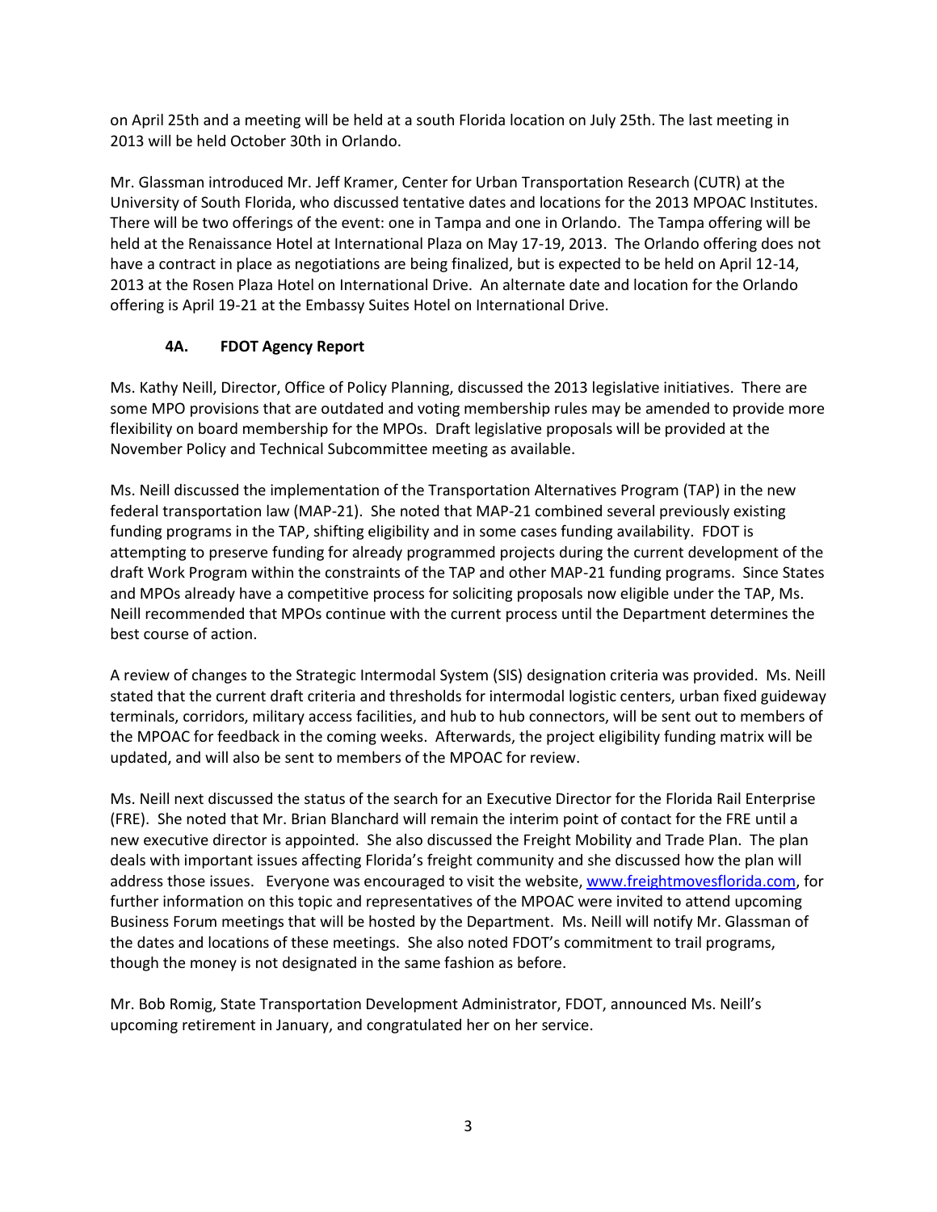on April 25th and a meeting will be held at a south Florida location on July 25th. The last meeting in 2013 will be held October 30th in Orlando.

Mr. Glassman introduced Mr. Jeff Kramer, Center for Urban Transportation Research (CUTR) at the University of South Florida, who discussed tentative dates and locations for the 2013 MPOAC Institutes. There will be two offerings of the event: one in Tampa and one in Orlando. The Tampa offering will be held at the Renaissance Hotel at International Plaza on May 17-19, 2013. The Orlando offering does not have a contract in place as negotiations are being finalized, but is expected to be held on April 12-14, 2013 at the Rosen Plaza Hotel on International Drive. An alternate date and location for the Orlando offering is April 19-21 at the Embassy Suites Hotel on International Drive.

### 4A. FDOT Agency Report

Ms. Kathy Neill, Director, Office of Policy Planning, discussed the 2013 legislative initiatives. There are some MPO provisions that are outdated and voting membership rules may be amended to provide more flexibility on board membership for the MPOs. Draft legislative proposals will be provided at the November Policy and Technical Subcommittee meeting as available.

Ms. Neill discussed the implementation of the Transportation Alternatives Program (TAP) in the new federal transportation law (MAP-21). She noted that MAP-21 combined several previously existing funding programs in the TAP, shifting eligibility and in some cases funding availability. FDOT is attempting to preserve funding for already programmed projects during the current development of the draft Work Program within the constraints of the TAP and other MAP-21 funding programs. Since States and MPOs already have a competitive process for soliciting proposals now eligible under the TAP, Ms. Neill recommended that MPOs continue with the current process until the Department determines the best course of action.

A review of changes to the Strategic Intermodal System (SIS) designation criteria was provided. Ms. Neill stated that the current draft criteria and thresholds for intermodal logistic centers, urban fixed guideway terminals, corridors, military access facilities, and hub to hub connectors, will be sent out to members of the MPOAC for feedback in the coming weeks. Afterwards, the project eligibility funding matrix will be updated, and will also be sent to members of the MPOAC for review.

Ms. Neill next discussed the status of the search for an Executive Director for the Florida Rail Enterprise (FRE). She noted that Mr. Brian Blanchard will remain the interim point of contact for the FRE until a new executive director is appointed. She also discussed the Freight Mobility and Trade Plan. The plan deals with important issues affecting Florida's freight community and she discussed how the plan will address those issues. Everyone was encouraged to visit the website, [www.freightmovesflorida.com](www.freightmovesflorida.com), for further information on this topic and representatives of the MPOAC were invited to attend upcoming Business Forum meetings that will be hosted by the Department. Ms. Neill will notify Mr. Glassman of the dates and locations of these meetings. She also noted FDOT's commitment to trail programs, though the money is not designated in the same fashion as before.

Mr. Bob Romig, State Transportation Development Administrator, FDOT, announced Ms. Neill's upcoming retirement in January, and congratulated her on her service.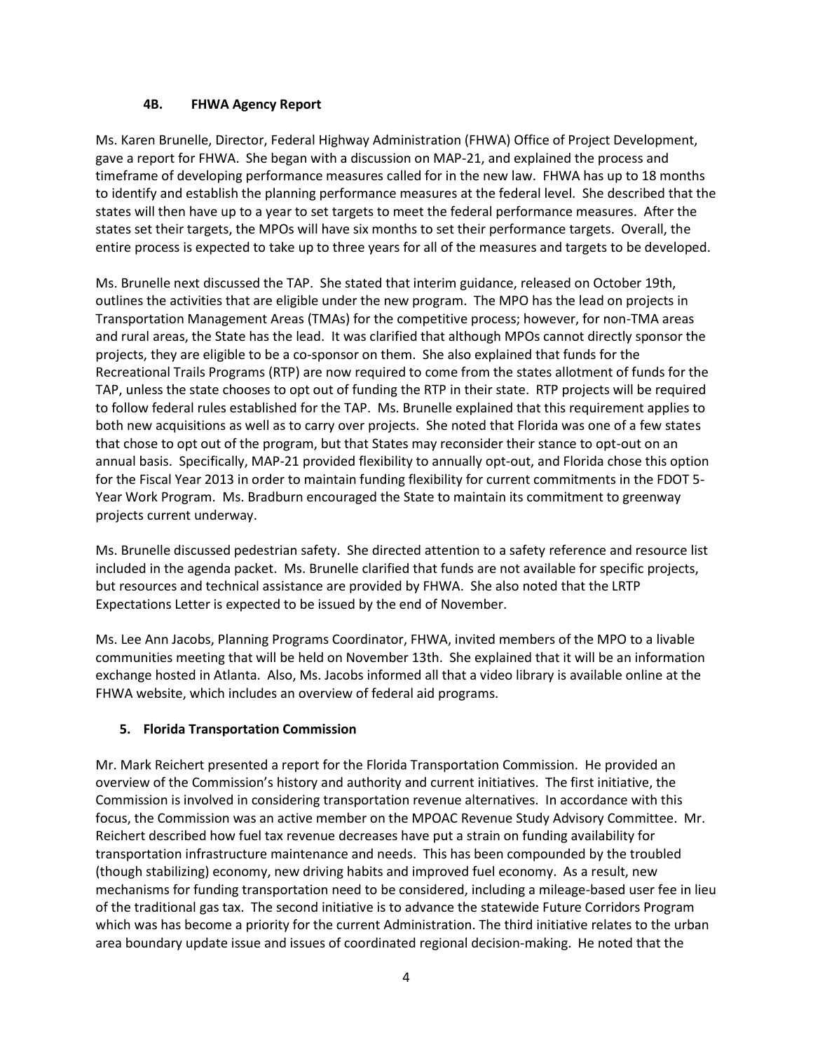### 4B. FHWA Agency Report

Ms. Karen Brunelle, Director, Federal Highway Administration (FHWA) Office of Project Development, gave a report for FHWA. She began with a discussion on MAP-21, and explained the process and timeframe of developing performance measures called for in the new law. FHWA has up to 18 months to identify and establish the planning performance measures at the federal level. She described that the states will then have up to a year to set targets to meet the federal performance measures. After the states set their targets, the MPOs will have six months to set their performance targets. Overall, the entire process is expected to take up to three years for all of the measures and targets to be developed.

Ms. Brunelle next discussed the TAP. She stated that interim guidance, released on October 19th, outlines the activities that are eligible under the new program. The MPO has the lead on projects in Transportation Management Areas (TMAs) for the competitive process; however, for non-TMA areas and rural areas, the State has the lead. It was clarified that although MPOs cannot directly sponsor the projects, they are eligible to be a co-sponsor on them. She also explained that funds for the Recreational Trails Programs (RTP) are now required to come from the states allotment of funds for the TAP, unless the state chooses to opt out of funding the RTP in their state. RTP projects will be required to follow federal rules established for the TAP. Ms. Brunelle explained that this requirement applies to both new acquisitions as well as to carry over projects. She noted that Florida was one of a few states that chose to opt out of the program, but that States may reconsider their stance to opt-out on an annual basis. Specifically, MAP-21 provided flexibility to annually opt-out, and Florida chose this option for the Fiscal Year 2013 in order to maintain funding flexibility for current commitments in the FDOT 5-Year Work Program. Ms. Bradburn encouraged the State to maintain its commitment to greenway projects current underway.

Ms. Brunelle discussed pedestrian safety. She directed attention to a safety reference and resource list included in the agenda packet. Ms. Brunelle clarified that funds are not available for specific projects, but resources and technical assistance are provided by FHWA. She also noted that the LRTP Expectations Letter is expected to be issued by the end of November.

Ms. Lee Ann Jacobs, Planning Programs Coordinator, FHWA, invited members of the MPO to a livable communities meeting that will be held on November 13th. She explained that it will be an information exchange hosted in Atlanta. Also, Ms. Jacobs informed all that a video library is available online at the FHWA website, which includes an overview of federal aid programs.

## 5. Florida Transportation Commission

Mr. Mark Reichert presented a report for the Florida Transportation Commission. He provided an overview of the Commission's history and authority and current initiatives. The first initiative, the Commission is involved in considering transportation revenue alternatives. In accordance with this focus, the Commission was an active member on the MPOAC Revenue Study Advisory Committee. Mr. Reichert described how fuel tax revenue decreases have put a strain on funding availability for transportation infrastructure maintenance and needs. This has been compounded by the troubled (though stabilizing) economy, new driving habits and improved fuel economy. As a result, new mechanisms for funding transportation need to be considered, including a mileage-based user fee in lieu of the traditional gas tax. The second initiative is to advance the statewide Future Corridors Program which was has become a priority for the current Administration. The third initiative relates to the urban area boundary update issue and issues of coordinated regional decision-making. He noted that the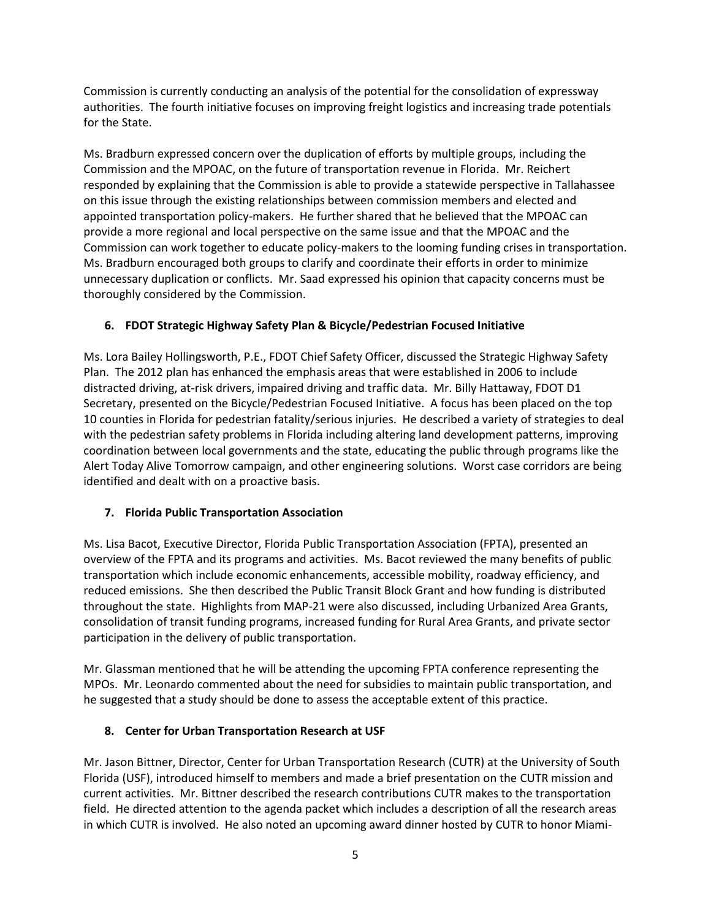Commission is currently conducting an analysis of the potential for the consolidation of expressway authorities. The fourth initiative focuses on improving freight logistics and increasing trade potentials for the State.

Ms. Bradburn expressed concern over the duplication of efforts by multiple groups, including the Commission and the MPOAC, on the future of transportation revenue in Florida. Mr. Reichert responded by explaining that the Commission is able to provide a statewide perspective in Tallahassee on this issue through the existing relationships between commission members and elected and appointed transportation policy-makers. He further shared that he believed that the MPOAC can provide a more regional and local perspective on the same issue and that the MPOAC and the Commission can work together to educate policy-makers to the looming funding crises in transportation. Ms. Bradburn encouraged both groups to clarify and coordinate their efforts in order to minimize unnecessary duplication or conflicts. Mr. Saad expressed his opinion that capacity concerns must be thoroughly considered by the Commission.

**6. FDOT Strategic Highway Safety Plan & Bicycle/Pedestrian Focused Initiative**

Ms. Lora Bailey Hollingsworth, P.E., FDOT Chief Safety Officer, discussed the Strategic Highway Safety Plan. The 2012 plan has enhanced the emphasis areas that were established in 2006 to include distracted driving, at-risk drivers, impaired driving and traffic data. Mr. Billy Hattaway, FDOT D1 Secretary, presented on the Bicycle/Pedestrian Focused Initiative. A focus has been placed on the top 10 counties in Florida for pedestrian fatality/serious injuries. He described a variety of strategies to deal with the pedestrian safety problems in Florida including altering land development patterns, improving coordination between local governments and the state, educating the public through programs like the Alert Today Alive Tomorrow campaign, and other engineering solutions. Worst case corridors are being identified and dealt with on a proactive basis.

**7. Florida Public Transportation Association**

Ms. Lisa Bacot, Executive Director, Florida Public Transportation Association (FPTA), presented an overview of the FPTA and its programs and activities. Ms. Bacot reviewed the many benefits of public transportation which include economic enhancements, accessible mobility, roadway efficiency, and reduced emissions. She then described the Public Transit Block Grant and how funding is distributed throughout the state. Highlights from MAP-21 were also discussed, including Urbanized Area Grants, consolidation of transit funding programs, increased funding for Rural Area Grants, and private sector participation in the delivery of public transportation.

Mr. Glassman mentioned that he will be attending the upcoming FPTA conference representing the MPOs. Mr. Leonardo commented about the need for subsidies to maintain public transportation, and he suggested that a study should be done to assess the acceptable extent of this practice.

**8. Center for Urban Transportation Research at USF**

Mr. Jason Bittner, Director, Center for Urban Transportation Research (CUTR) at the University of South Florida (USF), introduced himself to members and made a brief presentation on the CUTR mission and current activities. Mr. Bittner described the research contributions CUTR makes to the transportation field. He directed attention to the agenda packet which includes a description of all the research areas in which CUTR is involved. He also noted an upcoming award dinner hosted by CUTR to honor Miami-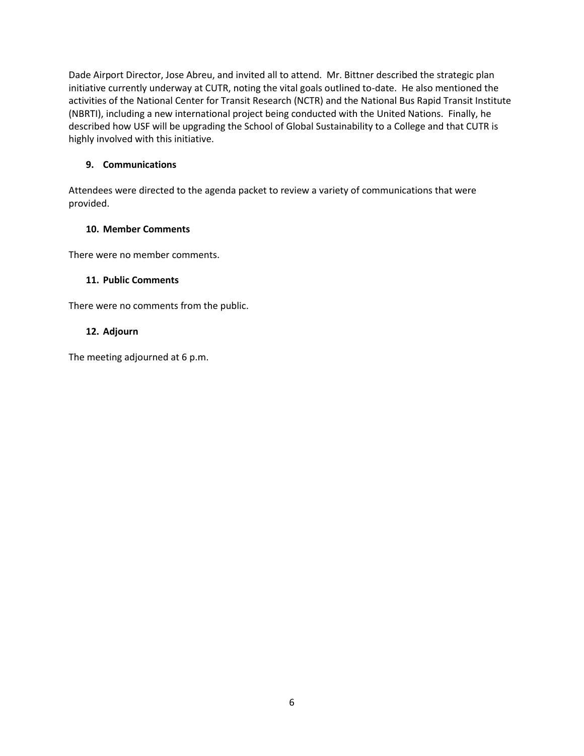Dade Airport Director, Jose Abreu, and invited all to attend. Mr. Bittner described the strategic plan initiative currently underway at CUTR, noting the vital goals outlined to-date. He also mentioned the activities of the National Center for Transit Research (NCTR) and the National Bus Rapid Transit Institute (NBRTI), including a new international project being conducted with the United Nations. Finally, he described how USF will be upgrading the School of Global Sustainability to a College and that CUTR is highly involved with this initiative.

### 9. Communications

Attendees were directed to the agenda packet to review a variety of communications that were provided.

### 10. Member Comments

There were no member comments.

### 11. Public Comments

There were no comments from the public.

### 12. Adjourn

The meeting adjourned at 6 p.m.